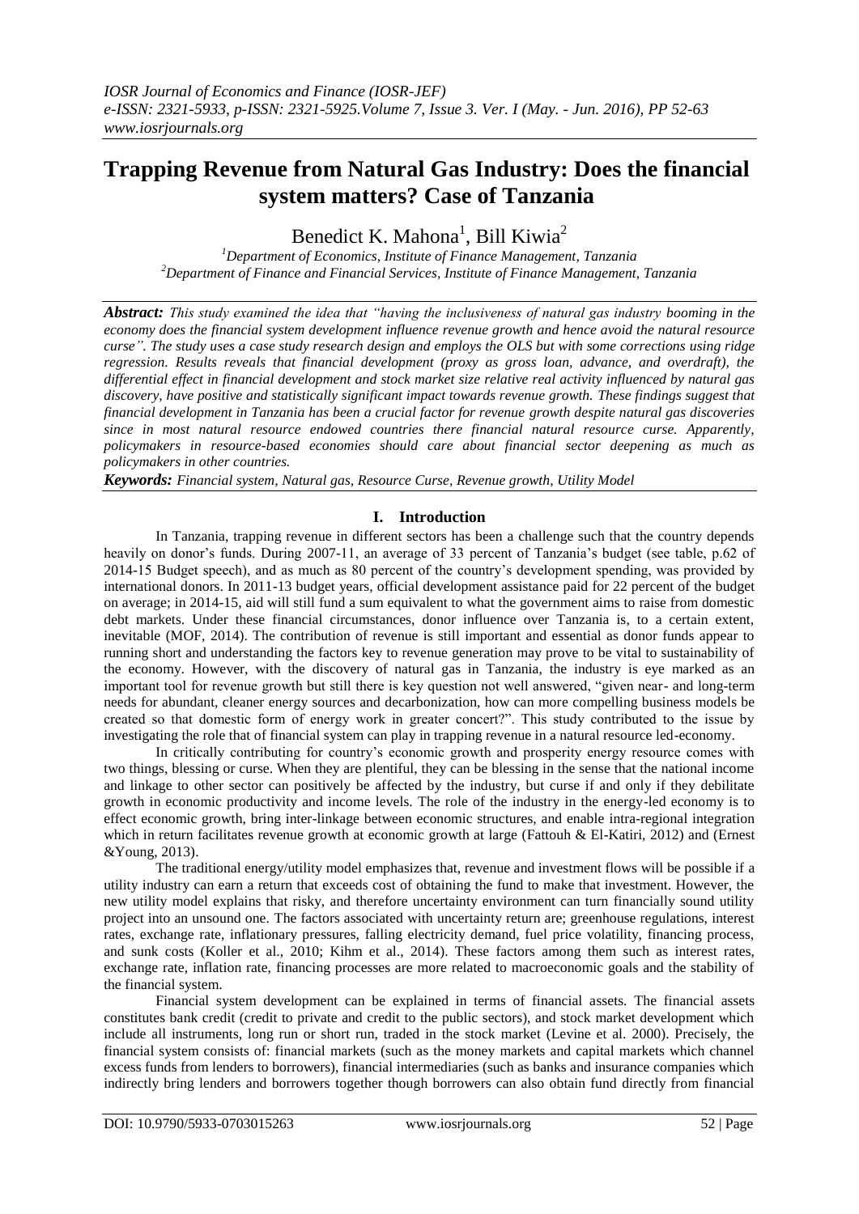# Trapping Revenue from Natural Gas Industry: Does the financial system matters? Case of Tanzania

Benedict K. Mahona[1], Bill Kiwia[2]

[1]*Department of Economics, Institute of Finance Management, Tanzania*
[2]*Department of Finance and Financial Services, Institute of Finance Management, Tanzania*

***Abstract:*** *This study examined the idea that "having the inclusiveness of natural gas industry booming in the economy does the financial system development influence revenue growth and hence avoid the natural resource curse". The study uses a case study research design and employs the OLS but with some corrections using ridge regression. Results reveals that financial development (proxy as gross loan, advance, and overdraft), the differential effect in financial development and stock market size relative real activity influenced by natural gas discovery, have positive and statistically significant impact towards revenue growth. These findings suggest that financial development in Tanzania has been a crucial factor for revenue growth despite natural gas discoveries since in most natural resource endowed countries there financial natural resource curse. Apparently, policymakers in resource-based economies should care about financial sector deepening as much as policymakers in other countries.*

***Keywords:*** *Financial system, Natural gas, Resource Curse, Revenue growth, Utility Model*

## I. Introduction

In Tanzania, trapping revenue in different sectors has been a challenge such that the country depends heavily on donor's funds. During 2007-11, an average of 33 percent of Tanzania's budget (see table, p.62 of 2014-15 Budget speech), and as much as 80 percent of the country's development spending, was provided by international donors. In 2011-13 budget years, official development assistance paid for 22 percent of the budget on average; in 2014-15, aid will still fund a sum equivalent to what the government aims to raise from domestic debt markets. Under these financial circumstances, donor influence over Tanzania is, to a certain extent, inevitable (MOF, 2014). The contribution of revenue is still important and essential as donor funds appear to running short and understanding the factors key to revenue generation may prove to be vital to sustainability of the economy. However, with the discovery of natural gas in Tanzania, the industry is eye marked as an important tool for revenue growth but still there is key question not well answered, "given near- and long-term needs for abundant, cleaner energy sources and decarbonization, how can more compelling business models be created so that domestic form of energy work in greater concert?". This study contributed to the issue by investigating the role that of financial system can play in trapping revenue in a natural resource led-economy.

In critically contributing for country's economic growth and prosperity energy resource comes with two things, blessing or curse. When they are plentiful, they can be blessing in the sense that the national income and linkage to other sector can positively be affected by the industry, but curse if and only if they debilitate growth in economic productivity and income levels. The role of the industry in the energy-led economy is to effect economic growth, bring inter-linkage between economic structures, and enable intra-regional integration which in return facilitates revenue growth at economic growth at large (Fattouh & El-Katiri, 2012) and (Ernest &Young, 2013).

The traditional energy/utility model emphasizes that, revenue and investment flows will be possible if a utility industry can earn a return that exceeds cost of obtaining the fund to make that investment. However, the new utility model explains that risky, and therefore uncertainty environment can turn financially sound utility project into an unsound one. The factors associated with uncertainty return are; greenhouse regulations, interest rates, exchange rate, inflationary pressures, falling electricity demand, fuel price volatility, financing process, and sunk costs (Koller et al., 2010; Kihm et al., 2014). These factors among them such as interest rates, exchange rate, inflation rate, financing processes are more related to macroeconomic goals and the stability of the financial system.

Financial system development can be explained in terms of financial assets. The financial assets constitutes bank credit (credit to private and credit to the public sectors), and stock market development which include all instruments, long run or short run, traded in the stock market (Levine et al. 2000). Precisely, the financial system consists of: financial markets (such as the money markets and capital markets which channel excess funds from lenders to borrowers), financial intermediaries (such as banks and insurance companies which indirectly bring lenders and borrowers together though borrowers can also obtain fund directly from financial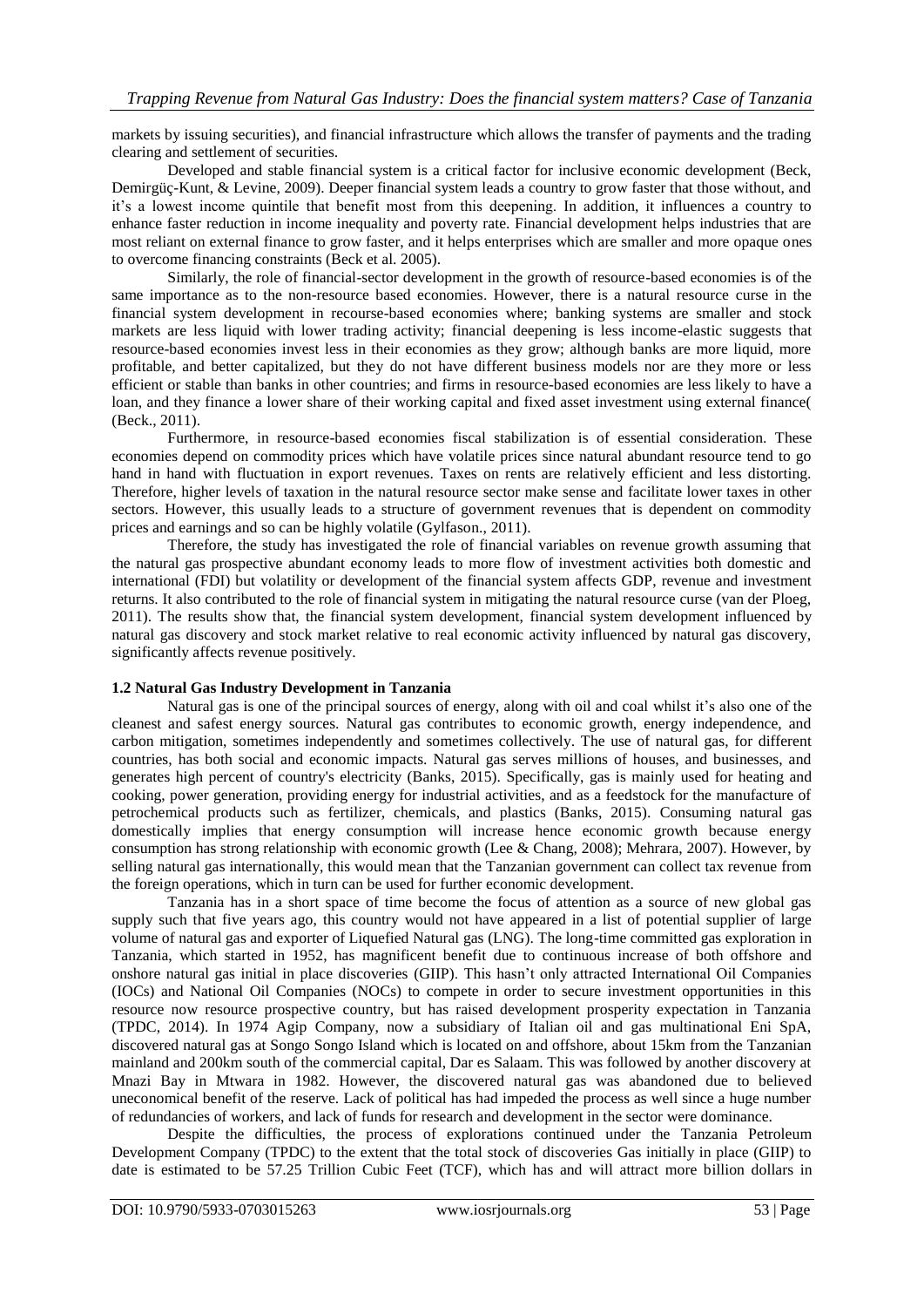markets by issuing securities), and financial infrastructure which allows the transfer of payments and the trading clearing and settlement of securities.

Developed and stable financial system is a critical factor for inclusive economic development (Beck, Demirgüç-Kunt, & Levine, 2009). Deeper financial system leads a country to grow faster that those without, and it's a lowest income quintile that benefit most from this deepening. In addition, it influences a country to enhance faster reduction in income inequality and poverty rate. Financial development helps industries that are most reliant on external finance to grow faster, and it helps enterprises which are smaller and more opaque ones to overcome financing constraints (Beck et al. 2005).

Similarly, the role of financial-sector development in the growth of resource-based economies is of the same importance as to the non-resource based economies. However, there is a natural resource curse in the financial system development in recourse-based economies where; banking systems are smaller and stock markets are less liquid with lower trading activity; financial deepening is less income-elastic suggests that resource-based economies invest less in their economies as they grow; although banks are more liquid, more profitable, and better capitalized, but they do not have different business models nor are they more or less efficient or stable than banks in other countries; and firms in resource-based economies are less likely to have a loan, and they finance a lower share of their working capital and fixed asset investment using external finance( (Beck., 2011).

Furthermore, in resource-based economies fiscal stabilization is of essential consideration. These economies depend on commodity prices which have volatile prices since natural abundant resource tend to go hand in hand with fluctuation in export revenues. Taxes on rents are relatively efficient and less distorting. Therefore, higher levels of taxation in the natural resource sector make sense and facilitate lower taxes in other sectors. However, this usually leads to a structure of government revenues that is dependent on commodity prices and earnings and so can be highly volatile (Gylfason., 2011).

Therefore, the study has investigated the role of financial variables on revenue growth assuming that the natural gas prospective abundant economy leads to more flow of investment activities both domestic and international (FDI) but volatility or development of the financial system affects GDP, revenue and investment returns. It also contributed to the role of financial system in mitigating the natural resource curse (van der Ploeg, 2011). The results show that, the financial system development, financial system development influenced by natural gas discovery and stock market relative to real economic activity influenced by natural gas discovery, significantly affects revenue positively.

### 1.2 Natural Gas Industry Development in Tanzania

Natural gas is one of the principal sources of energy, along with oil and coal whilst it's also one of the cleanest and safest energy sources. Natural gas contributes to economic growth, energy independence, and carbon mitigation, sometimes independently and sometimes collectively. The use of natural gas, for different countries, has both social and economic impacts. Natural gas serves millions of houses, and businesses, and generates high percent of country's electricity (Banks, 2015). Specifically, gas is mainly used for heating and cooking, power generation, providing energy for industrial activities, and as a feedstock for the manufacture of petrochemical products such as fertilizer, chemicals, and plastics (Banks, 2015). Consuming natural gas domestically implies that energy consumption will increase hence economic growth because energy consumption has strong relationship with economic growth (Lee & Chang, 2008); Mehrara, 2007). However, by selling natural gas internationally, this would mean that the Tanzanian government can collect tax revenue from the foreign operations, which in turn can be used for further economic development.

Tanzania has in a short space of time become the focus of attention as a source of new global gas supply such that five years ago, this country would not have appeared in a list of potential supplier of large volume of natural gas and exporter of Liquefied Natural gas (LNG). The long-time committed gas exploration in Tanzania, which started in 1952, has magnificent benefit due to continuous increase of both offshore and onshore natural gas initial in place discoveries (GIIP). This hasn't only attracted International Oil Companies (IOCs) and National Oil Companies (NOCs) to compete in order to secure investment opportunities in this resource now resource prospective country, but has raised development prosperity expectation in Tanzania (TPDC, 2014). In 1974 Agip Company, now a subsidiary of Italian oil and gas multinational Eni SpA, discovered natural gas at Songo Songo Island which is located on and offshore, about 15km from the Tanzanian mainland and 200km south of the commercial capital, Dar es Salaam. This was followed by another discovery at Mnazi Bay in Mtwara in 1982. However, the discovered natural gas was abandoned due to believed uneconomical benefit of the reserve. Lack of political has had impeded the process as well since a huge number of redundancies of workers, and lack of funds for research and development in the sector were dominance.

Despite the difficulties, the process of explorations continued under the Tanzania Petroleum Development Company (TPDC) to the extent that the total stock of discoveries Gas initially in place (GIIP) to date is estimated to be 57.25 Trillion Cubic Feet (TCF), which has and will attract more billion dollars in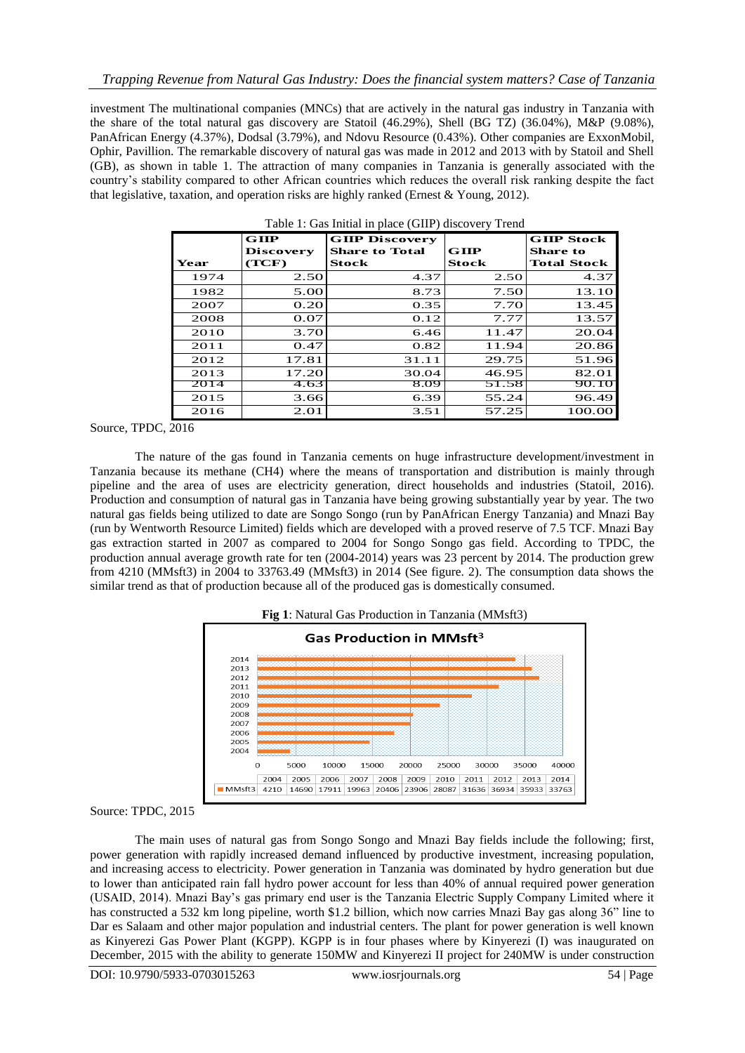investment The multinational companies (MNCs) that are actively in the natural gas industry in Tanzania with the share of the total natural gas discovery are Statoil (46.29%), Shell (BG TZ) (36.04%), M&P (9.08%), PanAfrican Energy (4.37%), Dodsal (3.79%), and Ndovu Resource (0.43%). Other companies are ExxonMobil, Ophir, Pavillion. The remarkable discovery of natural gas was made in 2012 and 2013 with by Statoil and Shell (GB), as shown in table 1. The attraction of many companies in Tanzania is generally associated with the country's stability compared to other African countries which reduces the overall risk ranking despite the fact that legislative, taxation, and operation risks are highly ranked (Ernest & Young, 2012).

Table 1: Gas Initial in place (GIIP) discovery Trend

| Year | GIIP Discovery (TCF) | GIIP Discovery Share to Total Stock | GIIP Stock | GIIP Stock Share to Total Stock |
|---|---|---|---|---|
| 1974 | 2.50 | 4.37 | 2.50 | 4.37 |
| 1982 | 5.00 | 8.73 | 7.50 | 13.10 |
| 2007 | 0.20 | 0.35 | 7.70 | 13.45 |
| 2008 | 0.07 | 0.12 | 7.77 | 13.57 |
| 2010 | 3.70 | 6.46 | 11.47 | 20.04 |
| 2011 | 0.47 | 0.82 | 11.94 | 20.86 |
| 2012 | 17.81 | 31.11 | 29.75 | 51.96 |
| 2013 | 17.20 | 30.04 | 46.95 | 82.01 |
| 2014 | 4.63 | 8.09 | 51.58 | 90.10 |
| 2015 | 3.66 | 6.39 | 55.24 | 96.49 |
| 2016 | 2.01 | 3.51 | 57.25 | 100.00 |

Source, TPDC, 2016

The nature of the gas found in Tanzania cements on huge infrastructure development/investment in Tanzania because its methane ($CH_4$) where the means of transportation and distribution is mainly through pipeline and the area of uses are electricity generation, direct households and industries (Statoil, 2016). Production and consumption of natural gas in Tanzania have being growing substantially year by year. The two natural gas fields being utilized to date are Songo Songo (run by PanAfrican Energy Tanzania) and Mnazi Bay (run by Wentworth Resource Limited) fields which are developed with a proved reserve of 7.5 TCF. Mnazi Bay gas extraction started in 2007 as compared to 2004 for Songo Songo gas field. According to TPDC, the production annual average growth rate for ten (2004-2014) years was 23 percent by 2014. The production grew from 4210 (MMsft3) in 2004 to 33763.49 (MMsft3) in 2014 (See figure. 2). The consumption data shows the similar trend as that of production because all of the produced gas is domestically consumed.

**Fig 1**: Natural Gas Production in Tanzania (MMsft3)

Gas Production in MMsft³

| | 2004 | 2005 | 2006 | 2007 | 2008 | 2009 | 2010 | 2011 | 2012 | 2013 | 2014 |
|---|---|---|---|---|---|---|---|---|---|---|---|
| MMsft3 | 4210 | 14690 | 17911 | 19963 | 20406 | 23906 | 28087 | 31636 | 36934 | 35933 | 33763 |

Source: TPDC, 2015

The main uses of natural gas from Songo Songo and Mnazi Bay fields include the following; first, power generation with rapidly increased demand influenced by productive investment, increasing population, and increasing access to electricity. Power generation in Tanzania was dominated by hydro generation but due to lower than anticipated rain fall hydro power account for less than 40% of annual required power generation (USAID, 2014). Mnazi Bay's gas primary end user is the Tanzania Electric Supply Company Limited where it has constructed a 532 km long pipeline, worth $1.2 billion, which now carries Mnazi Bay gas along 36" line to Dar es Salaam and other major population and industrial centers. The plant for power generation is well known as Kinyerezi Gas Power Plant (KGPP). KGPP is in four phases where by Kinyerezi (I) was inaugurated on December, 2015 with the ability to generate 150MW and Kinyerezi II project for 240MW is under construction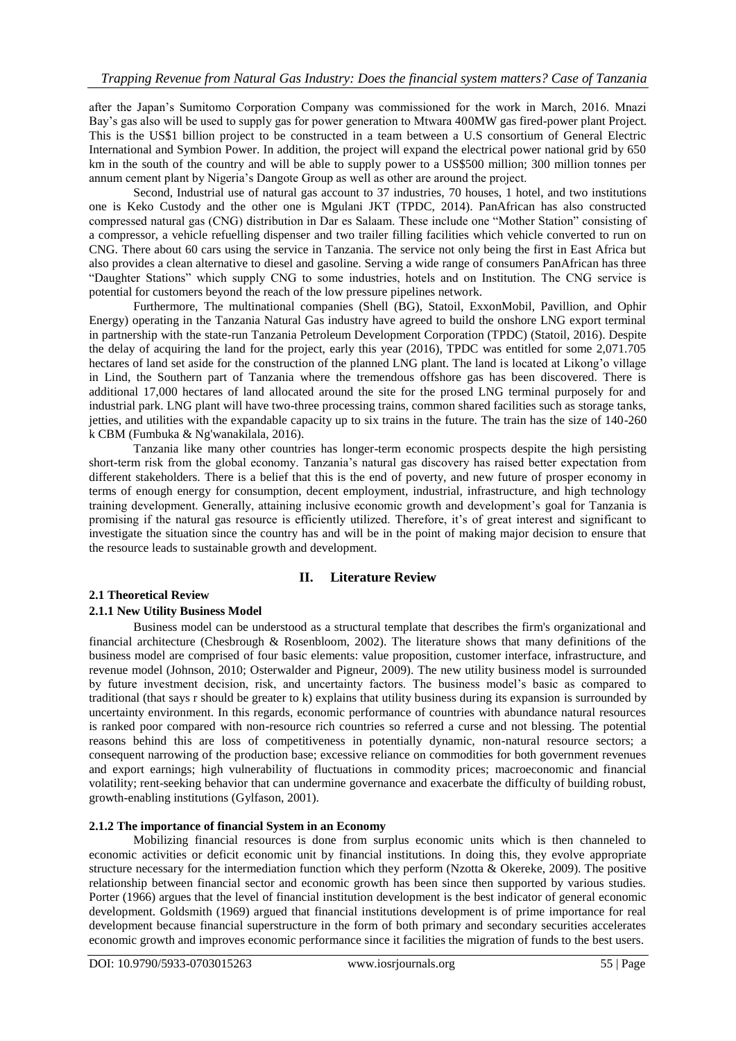after the Japan's Sumitomo Corporation Company was commissioned for the work in March, 2016. Mnazi Bay's gas also will be used to supply gas for power generation to Mtwara 400MW gas fired-power plant Project. This is the US$1 billion project to be constructed in a team between a U.S consortium of General Electric International and Symbion Power. In addition, the project will expand the electrical power national grid by 650 km in the south of the country and will be able to supply power to a US$500 million; 300 million tonnes per annum cement plant by Nigeria's Dangote Group as well as other are around the project.

Second, Industrial use of natural gas account to 37 industries, 70 houses, 1 hotel, and two institutions one is Keko Custody and the other one is Mgulani JKT (TPDC, 2014). PanAfrican has also constructed compressed natural gas (CNG) distribution in Dar es Salaam. These include one "Mother Station" consisting of a compressor, a vehicle refuelling dispenser and two trailer filling facilities which vehicle converted to run on CNG. There about 60 cars using the service in Tanzania. The service not only being the first in East Africa but also provides a clean alternative to diesel and gasoline. Serving a wide range of consumers PanAfrican has three "Daughter Stations" which supply CNG to some industries, hotels and on Institution. The CNG service is potential for customers beyond the reach of the low pressure pipelines network.

Furthermore, The multinational companies (Shell (BG), Statoil, ExxonMobil, Pavillion, and Ophir Energy) operating in the Tanzania Natural Gas industry have agreed to build the onshore LNG export terminal in partnership with the state-run Tanzania Petroleum Development Corporation (TPDC) (Statoil, 2016). Despite the delay of acquiring the land for the project, early this year (2016), TPDC was entitled for some 2,071.705 hectares of land set aside for the construction of the planned LNG plant. The land is located at Likong'o village in Lind, the Southern part of Tanzania where the tremendous offshore gas has been discovered. There is additional 17,000 hectares of land allocated around the site for the prosed LNG terminal purposely for and industrial park. LNG plant will have two-three processing trains, common shared facilities such as storage tanks, jetties, and utilities with the expandable capacity up to six trains in the future. The train has the size of 140-260 k CBM (Fumbuka & Ng'wanakilala, 2016).

Tanzania like many other countries has longer-term economic prospects despite the high persisting short-term risk from the global economy. Tanzania's natural gas discovery has raised better expectation from different stakeholders. There is a belief that this is the end of poverty, and new future of prosper economy in terms of enough energy for consumption, decent employment, industrial, infrastructure, and high technology training development. Generally, attaining inclusive economic growth and development's goal for Tanzania is promising if the natural gas resource is efficiently utilized. Therefore, it's of great interest and significant to investigate the situation since the country has and will be in the point of making major decision to ensure that the resource leads to sustainable growth and development.

## II. Literature Review

### 2.1 Theoretical Review

#### 2.1.1 New Utility Business Model

Business model can be understood as a structural template that describes the firm's organizational and financial architecture (Chesbrough & Rosenbloom, 2002). The literature shows that many definitions of the business model are comprised of four basic elements: value proposition, customer interface, infrastructure, and revenue model (Johnson, 2010; Osterwalder and Pigneur, 2009). The new utility business model is surrounded by future investment decision, risk, and uncertainty factors. The business model's basic as compared to traditional (that says r should be greater to k) explains that utility business during its expansion is surrounded by uncertainty environment. In this regards, economic performance of countries with abundance natural resources is ranked poor compared with non-resource rich countries so referred a curse and not blessing. The potential reasons behind this are loss of competitiveness in potentially dynamic, non-natural resource sectors; a consequent narrowing of the production base; excessive reliance on commodities for both government revenues and export earnings; high vulnerability of fluctuations in commodity prices; macroeconomic and financial volatility; rent-seeking behavior that can undermine governance and exacerbate the difficulty of building robust, growth-enabling institutions (Gylfason, 2001).

#### 2.1.2 The importance of financial System in an Economy

Mobilizing financial resources is done from surplus economic units which is then channeled to economic activities or deficit economic unit by financial institutions. In doing this, they evolve appropriate structure necessary for the intermediation function which they perform (Nzotta & Okereke, 2009). The positive relationship between financial sector and economic growth has been since then supported by various studies. Porter (1966) argues that the level of financial institution development is the best indicator of general economic development. Goldsmith (1969) argued that financial institutions development is of prime importance for real development because financial superstructure in the form of both primary and secondary securities accelerates economic growth and improves economic performance since it facilities the migration of funds to the best users.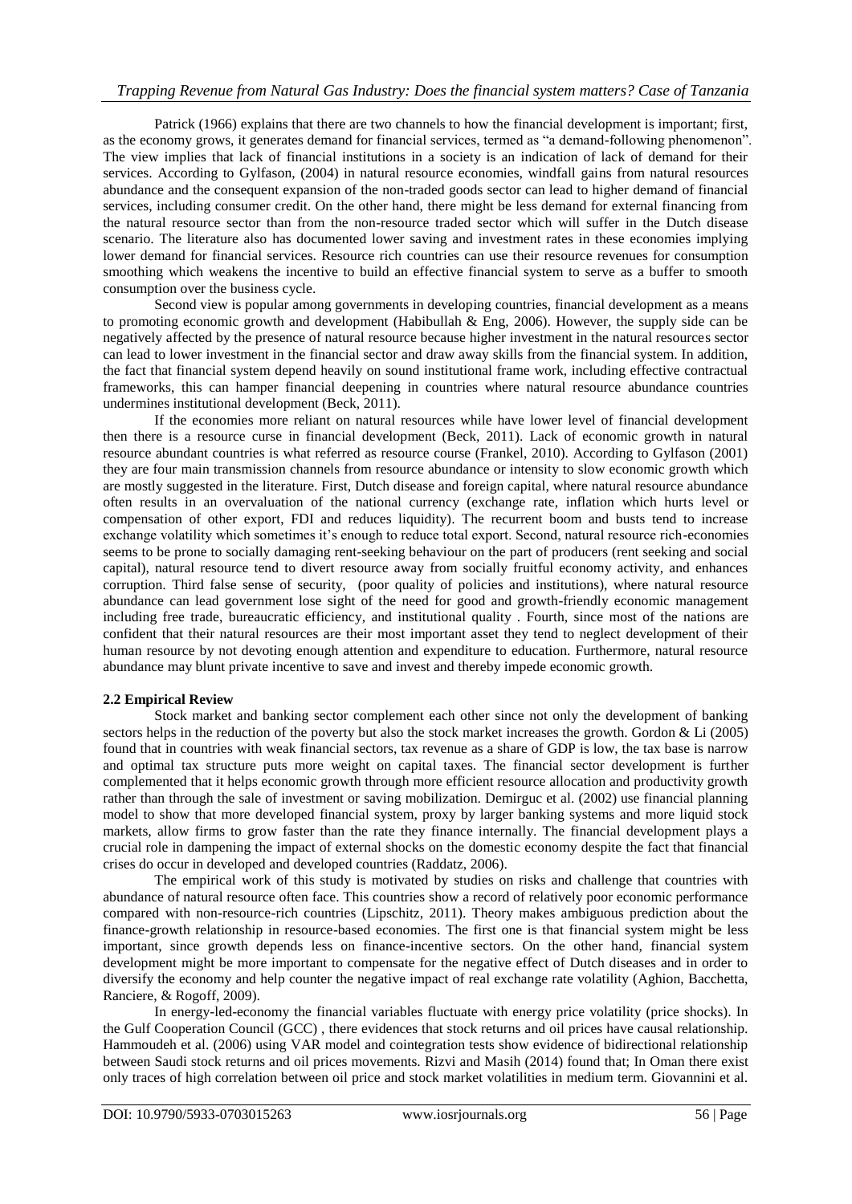Patrick (1966) explains that there are two channels to how the financial development is important; first, as the economy grows, it generates demand for financial services, termed as "a demand-following phenomenon". The view implies that lack of financial institutions in a society is an indication of lack of demand for their services. According to Gylfason, (2004) in natural resource economies, windfall gains from natural resources abundance and the consequent expansion of the non-traded goods sector can lead to higher demand of financial services, including consumer credit. On the other hand, there might be less demand for external financing from the natural resource sector than from the non-resource traded sector which will suffer in the Dutch disease scenario. The literature also has documented lower saving and investment rates in these economies implying lower demand for financial services. Resource rich countries can use their resource revenues for consumption smoothing which weakens the incentive to build an effective financial system to serve as a buffer to smooth consumption over the business cycle.

Second view is popular among governments in developing countries, financial development as a means to promoting economic growth and development (Habibullah & Eng, 2006). However, the supply side can be negatively affected by the presence of natural resource because higher investment in the natural resources sector can lead to lower investment in the financial sector and draw away skills from the financial system. In addition, the fact that financial system depend heavily on sound institutional frame work, including effective contractual frameworks, this can hamper financial deepening in countries where natural resource abundance countries undermines institutional development (Beck, 2011).

If the economies more reliant on natural resources while have lower level of financial development then there is a resource curse in financial development (Beck, 2011). Lack of economic growth in natural resource abundant countries is what referred as resource course (Frankel, 2010). According to Gylfason (2001) they are four main transmission channels from resource abundance or intensity to slow economic growth which are mostly suggested in the literature. First, Dutch disease and foreign capital, where natural resource abundance often results in an overvaluation of the national currency (exchange rate, inflation which hurts level or compensation of other export, FDI and reduces liquidity). The recurrent boom and busts tend to increase exchange volatility which sometimes it's enough to reduce total export. Second, natural resource rich-economies seems to be prone to socially damaging rent-seeking behaviour on the part of producers (rent seeking and social capital), natural resource tend to divert resource away from socially fruitful economy activity, and enhances corruption. Third false sense of security, (poor quality of policies and institutions), where natural resource abundance can lead government lose sight of the need for good and growth-friendly economic management including free trade, bureaucratic efficiency, and institutional quality . Fourth, since most of the nations are confident that their natural resources are their most important asset they tend to neglect development of their human resource by not devoting enough attention and expenditure to education. Furthermore, natural resource abundance may blunt private incentive to save and invest and thereby impede economic growth.

## 2.2 Empirical Review

Stock market and banking sector complement each other since not only the development of banking sectors helps in the reduction of the poverty but also the stock market increases the growth. Gordon & Li (2005) found that in countries with weak financial sectors, tax revenue as a share of GDP is low, the tax base is narrow and optimal tax structure puts more weight on capital taxes. The financial sector development is further complemented that it helps economic growth through more efficient resource allocation and productivity growth rather than through the sale of investment or saving mobilization. Demirguc et al. (2002) use financial planning model to show that more developed financial system, proxy by larger banking systems and more liquid stock markets, allow firms to grow faster than the rate they finance internally. The financial development plays a crucial role in dampening the impact of external shocks on the domestic economy despite the fact that financial crises do occur in developed and developed countries (Raddatz, 2006).

The empirical work of this study is motivated by studies on risks and challenge that countries with abundance of natural resource often face. This countries show a record of relatively poor economic performance compared with non-resource-rich countries (Lipschitz, 2011). Theory makes ambiguous prediction about the finance-growth relationship in resource-based economies. The first one is that financial system might be less important, since growth depends less on finance-incentive sectors. On the other hand, financial system development might be more important to compensate for the negative effect of Dutch diseases and in order to diversify the economy and help counter the negative impact of real exchange rate volatility (Aghion, Bacchetta, Ranciere, & Rogoff, 2009).

In energy-led-economy the financial variables fluctuate with energy price volatility (price shocks). In the Gulf Cooperation Council (GCC) , there evidences that stock returns and oil prices have causal relationship. Hammoudeh et al. (2006) using VAR model and cointegration tests show evidence of bidirectional relationship between Saudi stock returns and oil prices movements. Rizvi and Masih (2014) found that; In Oman there exist only traces of high correlation between oil price and stock market volatilities in medium term. Giovannini et al.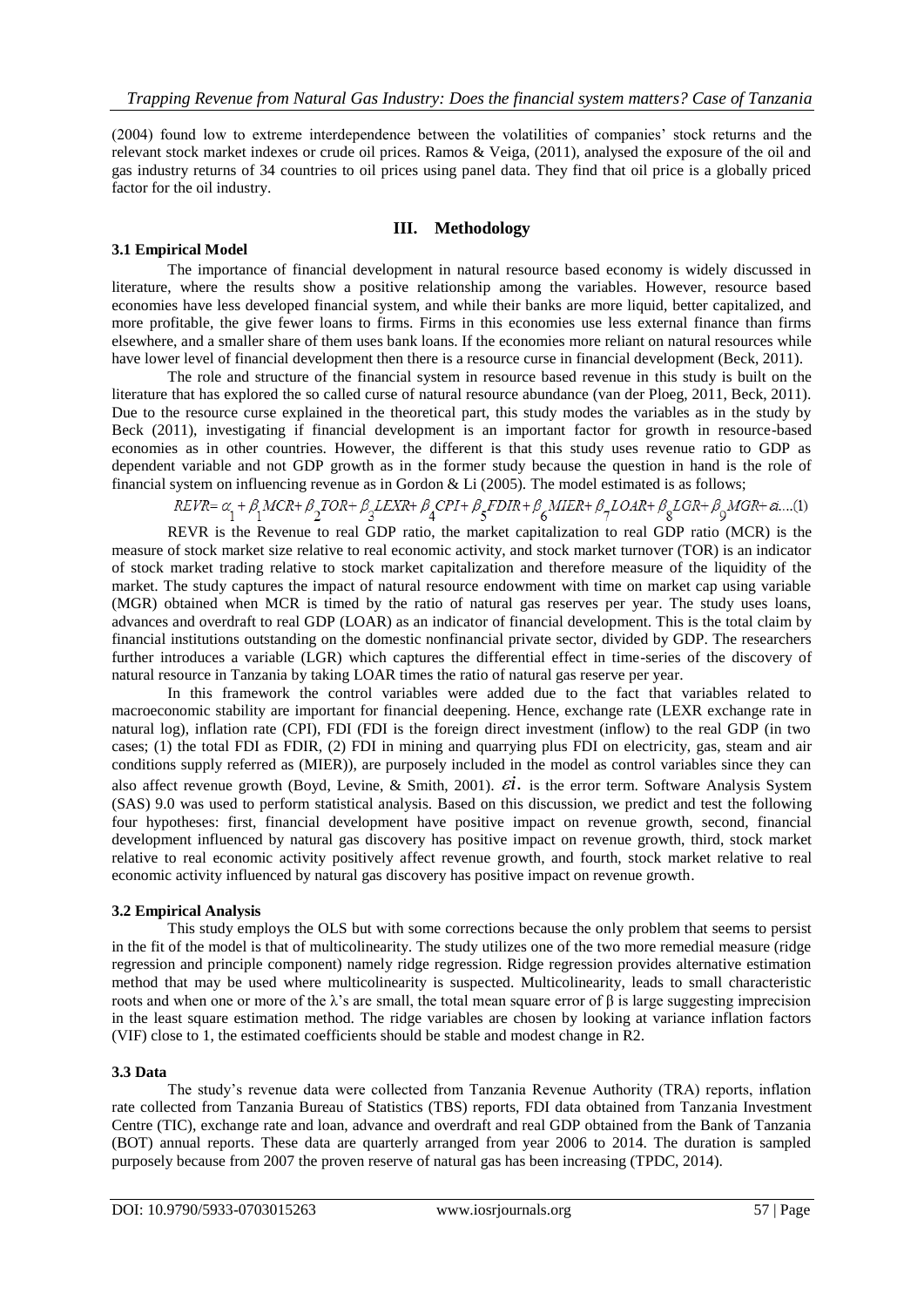(2004) found low to extreme interdependence between the volatilities of companies' stock returns and the relevant stock market indexes or crude oil prices. Ramos & Veiga, (2011), analysed the exposure of the oil and gas industry returns of 34 countries to oil prices using panel data. They find that oil price is a globally priced factor for the oil industry.

## III. Methodology

### 3.1 Empirical Model

The importance of financial development in natural resource based economy is widely discussed in literature, where the results show a positive relationship among the variables. However, resource based economies have less developed financial system, and while their banks are more liquid, better capitalized, and more profitable, the give fewer loans to firms. Firms in this economies use less external finance than firms elsewhere, and a smaller share of them uses bank loans. If the economies more reliant on natural resources while have lower level of financial development then there is a resource curse in financial development (Beck, 2011).

The role and structure of the financial system in resource based revenue in this study is built on the literature that has explored the so called curse of natural resource abundance (van der Ploeg, 2011, Beck, 2011). Due to the resource curse explained in the theoretical part, this study modes the variables as in the study by Beck (2011), investigating if financial development is an important factor for growth in resource-based economies as in other countries. However, the different is that this study uses revenue ratio to GDP as dependent variable and not GDP growth as in the former study because the question in hand is the role of financial system on influencing revenue as in Gordon & Li (2005). The model estimated is as follows;

$$REVR = \alpha_1 + \beta_1 MCR + \beta_2 TOR + \beta_3 LEXR + \beta_4 CPI + \beta_5 FDIR + \beta_6 MIER + \beta_7 LOAR + \beta_8 LGR + \beta_9 MGR + \varepsilon i \text{....(1)}$$

REVR is the Revenue to real GDP ratio, the market capitalization to real GDP ratio (MCR) is the measure of stock market size relative to real economic activity, and stock market turnover (TOR) is an indicator of stock market trading relative to stock market capitalization and therefore measure of the liquidity of the market. The study captures the impact of natural resource endowment with time on market cap using variable (MGR) obtained when MCR is timed by the ratio of natural gas reserves per year. The study uses loans, advances and overdraft to real GDP (LOAR) as an indicator of financial development. This is the total claim by financial institutions outstanding on the domestic nonfinancial private sector, divided by GDP. The researchers further introduces a variable (LGR) which captures the differential effect in time-series of the discovery of natural resource in Tanzania by taking LOAR times the ratio of natural gas reserve per year.

In this framework the control variables were added due to the fact that variables related to macroeconomic stability are important for financial deepening. Hence, exchange rate (LEXR exchange rate in natural log), inflation rate (CPI), FDI (FDI is the foreign direct investment (inflow) to the real GDP (in two cases; (1) the total FDI as FDIR, (2) FDI in mining and quarrying plus FDI on electricity, gas, steam and air conditions supply referred as (MIER)), are purposely included in the model as control variables since they can also affect revenue growth (Boyd, Levine, & Smith, 2001). $\varepsilon i$. is the error term. Software Analysis System (SAS) 9.0 was used to perform statistical analysis. Based on this discussion, we predict and test the following four hypotheses: first, financial development have positive impact on revenue growth, second, financial development influenced by natural gas discovery has positive impact on revenue growth, third, stock market relative to real economic activity positively affect revenue growth, and fourth, stock market relative to real economic activity influenced by natural gas discovery has positive impact on revenue growth.

### 3.2 Empirical Analysis

This study employs the OLS but with some corrections because the only problem that seems to persist in the fit of the model is that of multicolinearity. The study utilizes one of the two more remedial measure (ridge regression and principle component) namely ridge regression. Ridge regression provides alternative estimation method that may be used where multicolinearity is suspected. Multicolinearity, leads to small characteristic roots and when one or more of the λ's are small, the total mean square error of β is large suggesting imprecision in the least square estimation method. The ridge variables are chosen by looking at variance inflation factors (VIF) close to 1, the estimated coefficients should be stable and modest change in R2.

### 3.3 Data

The study's revenue data were collected from Tanzania Revenue Authority (TRA) reports, inflation rate collected from Tanzania Bureau of Statistics (TBS) reports, FDI data obtained from Tanzania Investment Centre (TIC), exchange rate and loan, advance and overdraft and real GDP obtained from the Bank of Tanzania (BOT) annual reports. These data are quarterly arranged from year 2006 to 2014. The duration is sampled purposely because from 2007 the proven reserve of natural gas has been increasing (TPDC, 2014).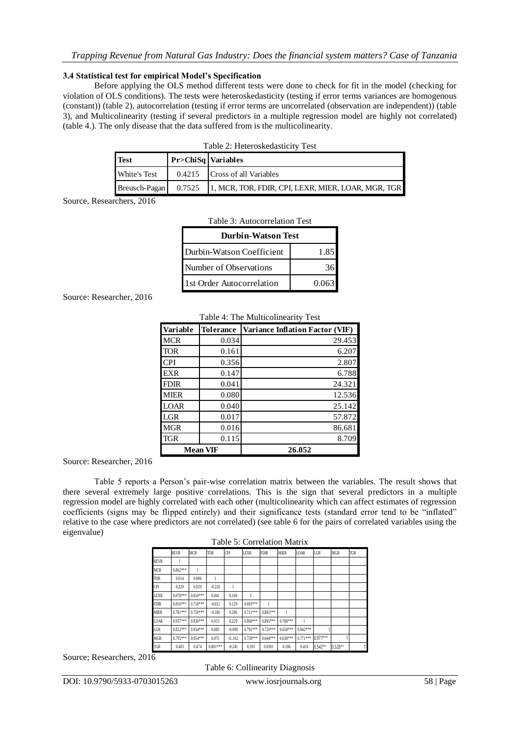### 3.4 Statistical test for empirical Model's Specification

Before applying the OLS method different tests were done to check for fit in the model (checking for violation of OLS conditions). The tests were heteroskedasticity (testing if error terms variances are homogenous (constant)) (table 2), autocorrelation (testing if error terms are uncorrelated (observation are independent)) (table 3), and Multicolinearity (testing if several predictors in a multiple regression model are highly not correlated) (table 4.). The only disease that the data suffered from is the multicolinearity.

Table 2: Heteroskedasticity Test

| Test | Pr>ChiSq | Variables |
|---|---|---|
| White's Test | 0.4215 | Cross of all Variables |
| Breusch-Pagan | 0.7525 | 1, MCR, TOR, FDIR, CPI, LEXR, MIER, LOAR, MGR, TGR |

Source, Researchers, 2016

Table 3: Autocorrelation Test

| Durbin-Watson Test | |
|---|---|
| Durbin-Watson Coefficient | 1.85 |
| Number of Observations | 36 |
| 1st Order Autocorrelation | 0.063 |

Source: Researcher, 2016

Table 4: The Multicolinearity Test

| Variable | Tolerance | Variance Inflation Factor (VIF) |
|---|---|---|
| MCR | 0.034 | 29.453 |
| TOR | 0.161 | 6.207 |
| CPI | 0.356 | 2.807 |
| EXR | 0.147 | 6.788 |
| FDIR | 0.041 | 24.321 |
| MIER | 0.080 | 12.536 |
| LOAR | 0.040 | 25.142 |
| LGR | 0.017 | 57.872 |
| MGR | 0.016 | 86.681 |
| TGR | 0.115 | 8.709 |
| Mean VIF | | 26.052 |

Source: Researcher, 2016

Table 5 reports a Person's pair-wise correlation matrix between the variables. The result shows that there several extremely large positive correlations. This is the sign that several predictors in a multiple regression model are highly correlated with each other (multicolinearity which can affect estimates of regression coefficients (signs may be flipped entirely) and their significance tests (standard error tend to be "inflated" relative to the case where predictors are not correlated) (see table 6 for the pairs of correlated variables using the eigenvalue)

Table 5: Correlation Matrix

| | REVR | MCR | TOR | CPI | LEXR | FDIR | MIER | LOAR | LGR | MGR | TGR |
|---|---|---|---|---|---|---|---|---|---|---|---|
| REVR | 1 | | | | | | | | | | |
| MCR | 0.862*** | 1 | | | | | | | | | |
| TOR | 0.014 | 0.006 | 1 | | | | | | | | |
| CPI | 0.229 | 0.029 | -0.226 | 1 | | | | | | | |
| LEXR | 0.878*** | 0.810*** | 0.041 | 0.168 | 1 | | | | | | |
| FDIR | 0.816*** | 0.718*** | -0.012 | 0.129 | 0.693*** | 1 | | | | | |
| MIER | 0.781*** | 0.750*** | -0.186 | 0.206 | 0.711*** | 0.885*** | 1 | | | | |
| LOAR | 0.937*** | 0.830*** | 0.013 | 0.229 | 0.868*** | 0.895*** | 0.788*** | 1 | | | |
| LGR | 0.822*** | 0.934*** | 0.083 | -0.099 | 0.791*** | 0.720*** | 0.658*** | 0.842*** | 1 | | |
| MGR | 0.795*** | 0.954*** | 0.075 | -0..162 | 0.758*** | 0.644*** | 0.638*** | 0.771*** | 0.977*** | 1 | |
| TGR | 0.403 | 0.474 | 0.801*** | -0.241 | 0.393 | 0.0301 | 0.186 | 0.416 | 0.542** | 0.528** | 1 |

Source; Researchers, 2016

Table 6: Collinearity Diagnosis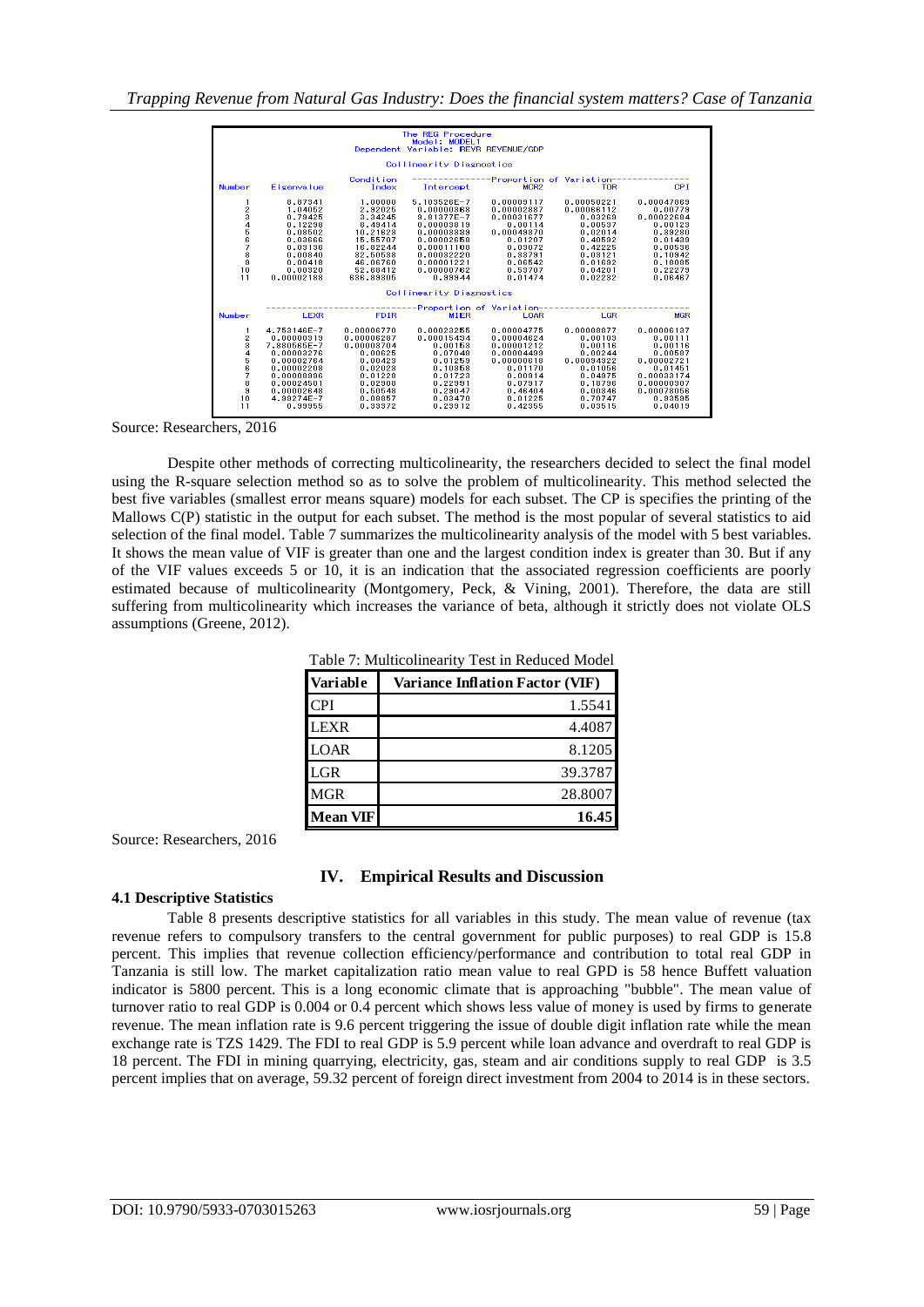The REG Procedure
Model: MODEL1
Dependent Variable: REVR REVENUE/GDP

Collinearity Diagnostics

| Number | Eigenvalue | Condition Index | Proportion of Variation | | | |
|---|---|---|---|---|---|---|
| | | | Intercept | MCR2 | TOR | CPI |
| 1 | 8.87341 | 1.00000 | 5.103526E-7 | 0.00009117 | 0.00050221 | 0.00047669 |
| 2 | 1.04052 | 2.92025 | 0.00000868 | 0.00002887 | 0.00066112 | 0.00779 |
| 3 | 0.79425 | 3.34245 | 9.81377E-7 | 0.00031677 | 0.03269 | 0.00022684 |
| 4 | 0.12298 | 8.49414 | 0.00003819 | 0.00114 | 0.00537 | 0.00123 |
| 5 | 0.08502 | 10.21628 | 0.00003839 | 0.00049370 | 0.02014 | 0.39280 |
| 6 | 0.03666 | 15.55707 | 0.00002658 | 0.01207 | 0.40592 | 0.01439 |
| 7 | 0.03136 | 16.82244 | 0.00011168 | 0.03072 | 0.42225 | 0.00536 |
| 8 | 0.00840 | 32.50538 | 0.00032220 | 0.38791 | 0.03121 | 0.10942 |
| 9 | 0.00418 | 46.06760 | 0.00001221 | 0.06542 | 0.01692 | 0.18085 |
| 10 | 0.00320 | 52.69412 | 0.00000762 | 0.53707 | 0.04201 | 0.22279 |
| 11 | 0.00002188 | 636.83805 | 0.99944 | 0.01474 | 0.02282 | 0.06467 |

Collinearity Diagnostics

| Number | Proportion of Variation | | | | | |
|---|---|---|---|---|---|---|
| | LEXR | FDIR | MIER | LOAR | LGR | MGR |
| 1 | 4.753146E-7 | 0.00006770 | 0.00023255 | 0.00004775 | 0.00000877 | 0.00006137 |
| 2 | 0.00000319 | 0.00006287 | 0.00015434 | 0.00004624 | 0.00103 | 0.00111 |
| 3 | 7.880665E-7 | 0.00008704 | 0.00153 | 0.00001212 | 0.00116 | 0.00116 |
| 4 | 0.00003276 | 0.00625 | 0.07048 | 0.00004499 | 0.00244 | 0.00507 |
| 5 | 0.00002764 | 0.00429 | 0.01259 | 0.00000618 | 0.00094322 | 0.00002721 |
| 6 | 0.00002208 | 0.02028 | 0.10858 | 0.01170 | 0.01056 | 0.01451 |
| 7 | 0.00008996 | 0.01228 | 0.01723 | 0.00914 | 0.04975 | 0.00033174 |
| 8 | 0.00024501 | 0.02908 | 0.22991 | 0.07917 | 0.18798 | 0.00000307 |
| 9 | 0.00002848 | 0.50548 | 0.28047 | 0.46404 | 0.00846 | 0.00078056 |
| 10 | 4.99274E-7 | 0.08857 | 0.03470 | 0.01225 | 0.70747 | 0.93595 |
| 11 | 0.99955 | 0.33372 | 0.23912 | 0.42355 | 0.03515 | 0.04019 |

Source: Researchers, 2016

Despite other methods of correcting multicolinearity, the researchers decided to select the final model using the R-square selection method so as to solve the problem of multicolinearity. This method selected the best five variables (smallest error means square) models for each subset. The CP is specifies the printing of the Mallows C(P) statistic in the output for each subset. The method is the most popular of several statistics to aid selection of the final model. Table 7 summarizes the multicolinearity analysis of the model with 5 best variables. It shows the mean value of VIF is greater than one and the largest condition index is greater than 30. But if any of the VIF values exceeds 5 or 10, it is an indication that the associated regression coefficients are poorly estimated because of multicolinearity (Montgomery, Peck, & Vining, 2001). Therefore, the data are still suffering from multicolinearity which increases the variance of beta, although it strictly does not violate OLS assumptions (Greene, 2012).

Table 7: Multicolinearity Test in Reduced Model

| Variable | Variance Inflation Factor (VIF) |
|---|---|
| CPI | 1.5541 |
| LEXR | 4.4087 |
| LOAR | 8.1205 |
| LGR | 39.3787 |
| MGR | 28.8007 |
| **Mean VIF** | **16.45** |

Source: Researchers, 2016

## IV. Empirical Results and Discussion

### 4.1 Descriptive Statistics

Table 8 presents descriptive statistics for all variables in this study. The mean value of revenue (tax revenue refers to compulsory transfers to the central government for public purposes) to real GDP is 15.8 percent. This implies that revenue collection efficiency/performance and contribution to total real GDP in Tanzania is still low. The market capitalization ratio mean value to real GPD is 58 hence Buffett valuation indicator is 5800 percent. This is a long economic climate that is approaching "bubble". The mean value of turnover ratio to real GDP is 0.004 or 0.4 percent which shows less value of money is used by firms to generate revenue. The mean inflation rate is 9.6 percent triggering the issue of double digit inflation rate while the mean exchange rate is TZS 1429. The FDI to real GDP is 5.9 percent while loan advance and overdraft to real GDP is 18 percent. The FDI in mining quarrying, electricity, gas, steam and air conditions supply to real GDP is 3.5 percent implies that on average, 59.32 percent of foreign direct investment from 2004 to 2014 is in these sectors.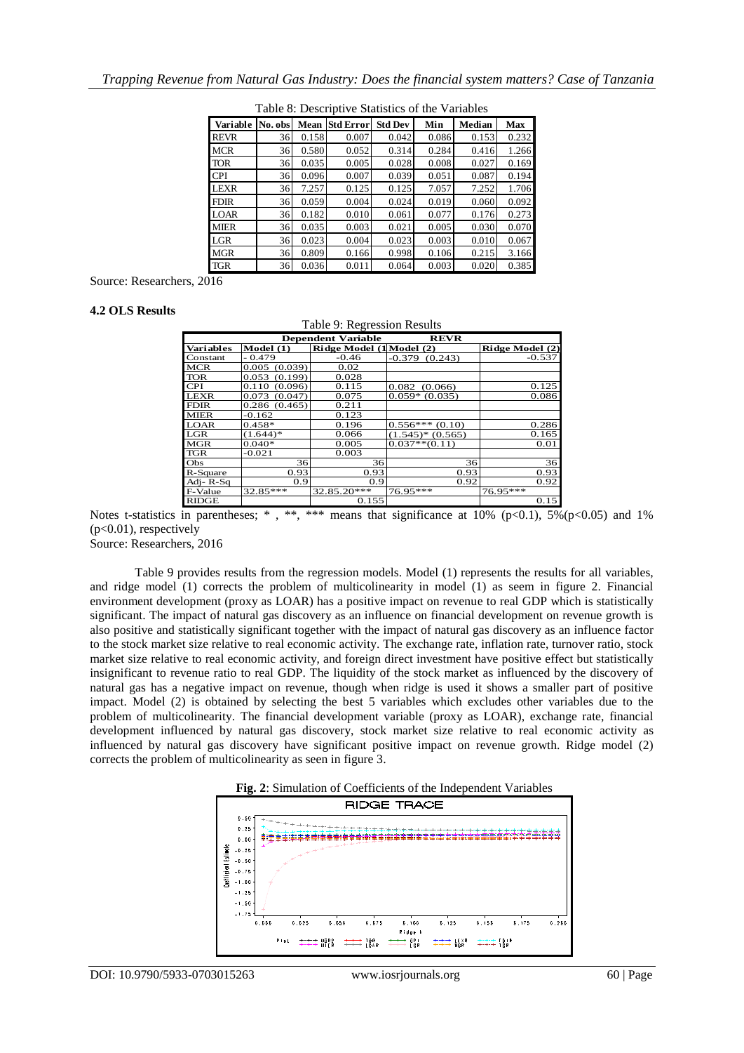Table 8: Descriptive Statistics of the Variables

| Variable | No. obs | Mean | Std Error | Std Dev | Min | Median | Max |
|---|---|---|---|---|---|---|---|
| REVR | 36 | 0.158 | 0.007 | 0.042 | 0.086 | 0.153 | 0.232 |
| MCR | 36 | 0.580 | 0.052 | 0.314 | 0.284 | 0.416 | 1.266 |
| TOR | 36 | 0.035 | 0.005 | 0.028 | 0.008 | 0.027 | 0.169 |
| CPI | 36 | 0.096 | 0.007 | 0.039 | 0.051 | 0.087 | 0.194 |
| LEXR | 36 | 7.257 | 0.125 | 0.125 | 7.057 | 7.252 | 1.706 |
| FDIR | 36 | 0.059 | 0.004 | 0.024 | 0.019 | 0.060 | 0.092 |
| LOAR | 36 | 0.182 | 0.010 | 0.061 | 0.077 | 0.176 | 0.273 |
| MIER | 36 | 0.035 | 0.003 | 0.021 | 0.005 | 0.030 | 0.070 |
| LGR | 36 | 0.023 | 0.004 | 0.023 | 0.003 | 0.010 | 0.067 |
| MGR | 36 | 0.809 | 0.166 | 0.998 | 0.106 | 0.215 | 3.166 |
| TGR | 36 | 0.036 | 0.011 | 0.064 | 0.003 | 0.020 | 0.385 |

Source: Researchers, 2016

**4.2 OLS Results**

Table 9: Regression Results

| | Dependent Variable | | REVR | |
|---|---|---|---|---|
| Variables | Model (1) | Ridge Model (1) | Model (2) | Ridge Model (2) |
| Constant | - 0.479 | -0.46 | -0.379 (0.243) | -0.537 |
| MCR | 0.005 (0.039) | 0.02 | | |
| TOR | 0.053 (0.199) | 0.028 | | |
| CPI | 0.110 (0.096) | 0.115 | 0.082 (0.066) | 0.125 |
| LEXR | 0.073 (0.047) | 0.075 | 0.059* (0.035) | 0.086 |
| FDIR | 0.286 (0.465) | 0.211 | | |
| MIER | -0.162 | 0.123 | | |
| LOAR | 0.458* | 0.196 | 0.556*** (0.10) | 0.286 |
| LGR | (1.644)* | 0.066 | (1.545)* (0.565) | 0.165 |
| MGR | 0.040* | 0.005 | 0.037**(0.11) | 0.01 |
| TGR | -0.021 | 0.003 | | |
| Obs | 36 | 36 | 36 | 36 |
| R-Square | 0.93 | 0.93 | 0.93 | 0.93 |
| Adj- R-Sq | 0.9 | 0.9 | 0.92 | 0.92 |
| F-Value | 32.85*** | 32.85.20*** | 76.95*** | 76.95*** |
| RIDGE | | 0.155 | | 0.15 |

Notes t-statistics in parentheses; *, **, *** means that significance at 10% ($p<0.1$), 5%($p<0.05$) and 1% ($p<0.01$), respectively

Source: Researchers, 2016

Table 9 provides results from the regression models. Model (1) represents the results for all variables, and ridge model (1) corrects the problem of multicolinearity in model (1) as seem in figure 2. Financial environment development (proxy as LOAR) has a positive impact on revenue to real GDP which is statistically significant. The impact of natural gas discovery as an influence on financial development on revenue growth is also positive and statistically significant together with the impact of natural gas discovery as an influence factor to the stock market size relative to real economic activity. The exchange rate, inflation rate, turnover ratio, stock market size relative to real economic activity, and foreign direct investment have positive effect but statistically insignificant to revenue ratio to real GDP. The liquidity of the stock market as influenced by the discovery of natural gas has a negative impact on revenue, though when ridge is used it shows a smaller part of positive impact. Model (2) is obtained by selecting the best 5 variables which excludes other variables due to the problem of multicolinearity. The financial development variable (proxy as LOAR), exchange rate, financial development influenced by natural gas discovery, stock market size relative to real economic activity as influenced by natural gas discovery have significant positive impact on revenue growth. Ridge model (2) corrects the problem of multicolinearity as seen in figure 3.

**Fig. 2**: Simulation of Coefficients of the Independent Variables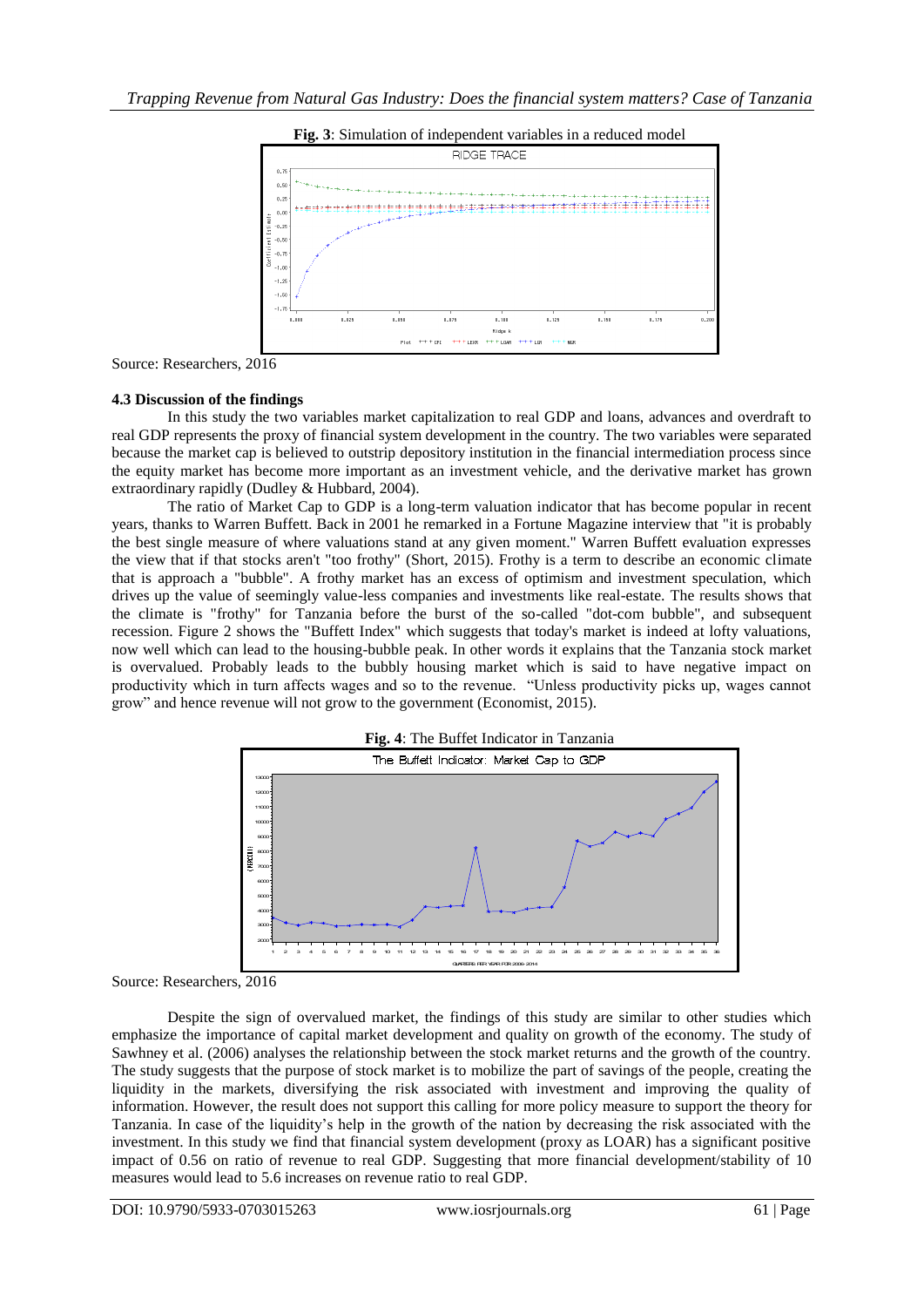**Fig. 3**: Simulation of independent variables in a reduced model

Source: Researchers, 2016

### 4.3 Discussion of the findings

In this study the two variables market capitalization to real GDP and loans, advances and overdraft to real GDP represents the proxy of financial system development in the country. The two variables were separated because the market cap is believed to outstrip depository institution in the financial intermediation process since the equity market has become more important as an investment vehicle, and the derivative market has grown extraordinary rapidly (Dudley & Hubbard, 2004).

The ratio of Market Cap to GDP is a long-term valuation indicator that has become popular in recent years, thanks to Warren Buffett. Back in 2001 he remarked in a Fortune Magazine interview that "it is probably the best single measure of where valuations stand at any given moment." Warren Buffett evaluation expresses the view that if that stocks aren't "too frothy" (Short, 2015). Frothy is a term to describe an economic climate that is approach a "bubble". A frothy market has an excess of optimism and investment speculation, which drives up the value of seemingly value-less companies and investments like real-estate. The results shows that the climate is "frothy" for Tanzania before the burst of the so-called "dot-com bubble", and subsequent recession. Figure 2 shows the "Buffett Index" which suggests that today's market is indeed at lofty valuations, now well which can lead to the housing-bubble peak. In other words it explains that the Tanzania stock market is overvalued. Probably leads to the bubbly housing market which is said to have negative impact on productivity which in turn affects wages and so to the revenue. "Unless productivity picks up, wages cannot grow" and hence revenue will not grow to the government (Economist, 2015).

**Fig. 4**: The Buffet Indicator in Tanzania

Source: Researchers, 2016

Despite the sign of overvalued market, the findings of this study are similar to other studies which emphasize the importance of capital market development and quality on growth of the economy. The study of Sawhney et al. (2006) analyses the relationship between the stock market returns and the growth of the country. The study suggests that the purpose of stock market is to mobilize the part of savings of the people, creating the liquidity in the markets, diversifying the risk associated with investment and improving the quality of information. However, the result does not support this calling for more policy measure to support the theory for Tanzania. In case of the liquidity's help in the growth of the nation by decreasing the risk associated with the investment. In this study we find that financial system development (proxy as LOAR) has a significant positive impact of 0.56 on ratio of revenue to real GDP. Suggesting that more financial development/stability of 10 measures would lead to 5.6 increases on revenue ratio to real GDP.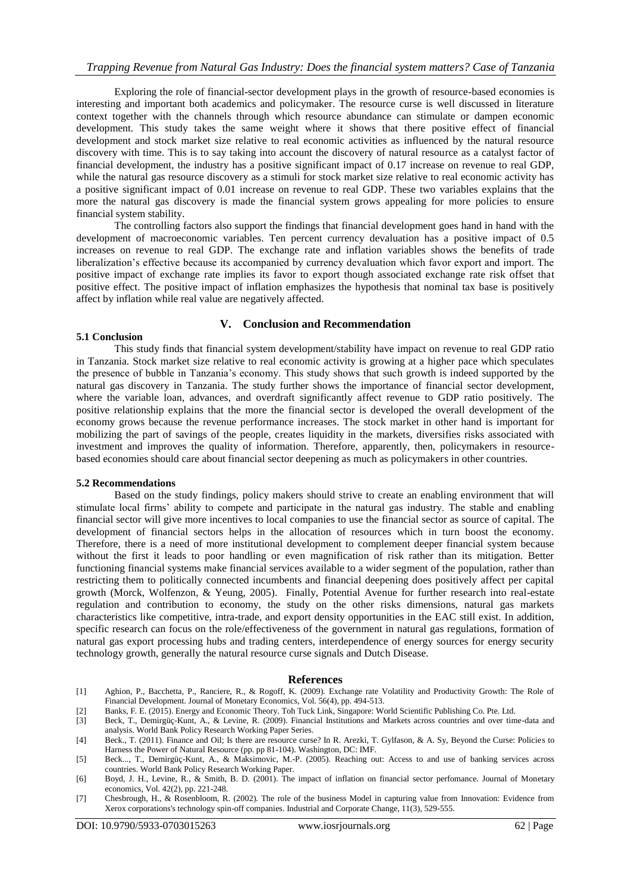Exploring the role of financial-sector development plays in the growth of resource-based economies is interesting and important both academics and policymaker. The resource curse is well discussed in literature context together with the channels through which resource abundance can stimulate or dampen economic development. This study takes the same weight where it shows that there positive effect of financial development and stock market size relative to real economic activities as influenced by the natural resource discovery with time. This is to say taking into account the discovery of natural resource as a catalyst factor of financial development, the industry has a positive significant impact of 0.17 increase on revenue to real GDP, while the natural gas resource discovery as a stimuli for stock market size relative to real economic activity has a positive significant impact of 0.01 increase on revenue to real GDP. These two variables explains that the more the natural gas discovery is made the financial system grows appealing for more policies to ensure financial system stability.

The controlling factors also support the findings that financial development goes hand in hand with the development of macroeconomic variables. Ten percent currency devaluation has a positive impact of 0.5 increases on revenue to real GDP. The exchange rate and inflation variables shows the benefits of trade liberalization's effective because its accompanied by currency devaluation which favor export and import. The positive impact of exchange rate implies its favor to export though associated exchange rate risk offset that positive effect. The positive impact of inflation emphasizes the hypothesis that nominal tax base is positively affect by inflation while real value are negatively affected.

## V. Conclusion and Recommendation

### 5.1 Conclusion

This study finds that financial system development/stability have impact on revenue to real GDP ratio in Tanzania. Stock market size relative to real economic activity is growing at a higher pace which speculates the presence of bubble in Tanzania's economy. This study shows that such growth is indeed supported by the natural gas discovery in Tanzania. The study further shows the importance of financial sector development, where the variable loan, advances, and overdraft significantly affect revenue to GDP ratio positively. The positive relationship explains that the more the financial sector is developed the overall development of the economy grows because the revenue performance increases. The stock market in other hand is important for mobilizing the part of savings of the people, creates liquidity in the markets, diversifies risks associated with investment and improves the quality of information. Therefore, apparently, then, policymakers in resource-based economies should care about financial sector deepening as much as policymakers in other countries.

### 5.2 Recommendations

Based on the study findings, policy makers should strive to create an enabling environment that will stimulate local firms' ability to compete and participate in the natural gas industry. The stable and enabling financial sector will give more incentives to local companies to use the financial sector as source of capital. The development of financial sectors helps in the allocation of resources which in turn boost the economy. Therefore, there is a need of more institutional development to complement deeper financial system because without the first it leads to poor handling or even magnification of risk rather than its mitigation. Better functioning financial systems make financial services available to a wider segment of the population, rather than restricting them to politically connected incumbents and financial deepening does positively affect per capital growth (Morck, Wolfenzon, & Yeung, 2005). Finally, Potential Avenue for further research into real-estate regulation and contribution to economy, the study on the other risks dimensions, natural gas markets characteristics like competitive, intra-trade, and export density opportunities in the EAC still exist. In addition, specific research can focus on the role/effectiveness of the government in natural gas regulations, formation of natural gas export processing hubs and trading centers, interdependence of energy sources for energy security technology growth, generally the natural resource curse signals and Dutch Disease.

## References

[1] Aghion, P., Bacchetta, P., Ranciere, R., & Rogoff, K. (2009). Exchange rate Volatility and Productivity Growth: The Role of Financial Development. Journal of Monetary Economics, Vol. 56(4), pp. 494-513.

[2] Banks, F. E. (2015). Energy and Economic Theory. Toh Tuck Link, Singapore: World Scientific Publishing Co. Pte. Ltd.

[3] Beck, T., Demirgüç-Kunt, A., & Levine, R. (2009). Financial Institutions and Markets across countries and over time-data and analysis. World Bank Policy Research Working Paper Series.

[4] Beck., T. (2011). Finance and Oil; Is there are resource curse? In R. Arezki, T. Gylfason, & A. Sy, Beyond the Curse: Policies to Harness the Power of Natural Resource (pp. pp 81-104). Washington, DC: IMF.

[5] Beck..., T., Demirgüç-Kunt, A., & Maksimovic, M.-P. (2005). Reaching out: Access to and use of banking services across countries. World Bank Policy Research Working Paper.

[6] Boyd, J. H., Levine, R., & Smith, B. D. (2001). The impact of inflation on financial sector perfomance. Journal of Monetary economics, Vol. 42(2), pp. 221-248.

[7] Chesbrough, H., & Rosenbloom, R. (2002). The role of the business Model in capturing value from Innovation: Evidence from Xerox corporations's technology spin-off companies. Industrial and Corporate Change, 11(3), 529-555.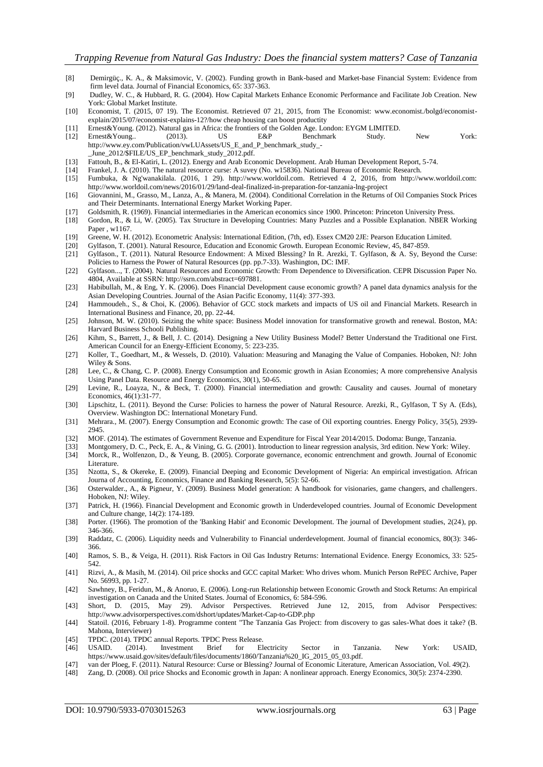[8] Demirgüç., K. A., & Maksimovic, V. (2002). Funding growth in Bank-based and Market-base Financial System: Evidence from firm level data. Journal of Financial Economics, 65: 337-363.

[9] Dudley, W. C., & Hubbard, R. G. (2004). How Capital Markets Enhance Economic Performance and Facilitate Job Creation. New York: Global Market Institute.

[10] Economist, T. (2015, 07 19). The Economist. Retrieved 07 21, 2015, from The Economist: www.economist./bolgd/economist-explain/2015/07/economist-explains-12?/how cheap housing can boost productity

[11] Ernest&Young. (2012). Natural gas in Africa: the frontiers of the Golden Age. London: EYGM LIMITED.

[12] Ernest&Young.. (2013). US E&P Benchmark Study. New York: http://www.ey.com/Publication/vwLUAssets/US_E_and_P_benchmark_study_-_June_2012/$FILE/US_EP_benchmark_study_2012.pdf.

[13] Fattouh, B., & El-Katiri, L. (2012). Energy and Arab Economic Development. Arab Human Development Report, 5-74.

[14] Frankel, J. A. (2010). The natural resource curse: A suvey (No. w15836). National Bureau of Economic Research.

[15] Fumbuka, & Ng'wanakilala. (2016, 1 29). http://www.worldoil.com. Retrieved 4 2, 2016, from http://www.worldoil.com: http://www.worldoil.com/news/2016/01/29/land-deal-finalized-in-preparation-for-tanzania-lng-project

[16] Giovannini, M., Grasso, M., Lanza, A., & Manera, M. (2004). Conditional Correlation in the Returns of Oil Companies Stock Prices and Their Determinants. International Energy Market Working Paper.

[17] Goldsmith, R. (1969). Financial intermediaries in the American economics since 1900. Princeton: Princeton University Press.

[18] Gordon, R., & Li, W. (2005). Tax Structure in Developing Countries: Many Puzzles and a Possible Explanation. NBER Working Paper , w1167.

[19] Greene, W. H. (2012). Econometric Analysis: International Edition, (7th, ed). Essex CM20 2JE: Pearson Education Limited.

[20] Gylfason, T. (2001). Natural Resource, Education and Economic Growth. European Economic Review, 45, 847-859.

[21] Gylfason., T. (2011). Natural Resource Endowment: A Mixed Blessing? In R. Arezki, T. Gylfason, & A. Sy, Beyond the Curse: Policies to Harness the Power of Natural Resources (pp. pp.7-33). Washington, DC: IMF.

[22] Gylfason..., T. (2004). Natural Resources and Economic Growth: From Dependence to Diversification. CEPR Discussion Paper No. 4804, Available at SSRN: http://ssrn.com/abstract=697881.

[23] Habibullah, M., & Eng, Y. K. (2006). Does Financial Development cause economic growth? A panel data dynamics analysis for the Asian Developing Countries. Journal of the Asian Pacific Economy, 11(4): 377-393.

[24] Hammoudeh., S., & Choi, K. (2006). Behavior of GCC stock markets and impacts of US oil and Financial Markets. Research in International Business and Finance, 20, pp. 22-44.

[25] Johnson, M. W. (2010). Seizing the white space: Business Model innovation for transformative growth and renewal. Boston, MA: Harvard Business Schooli Publishing.

[26] Kihm, S., Barrett, J., & Bell, J. C. (2014). Designing a New Utility Business Model? Better Understand the Traditional one First. American Council for an Energy-Efficient Economy, 5: 223-235.

[27] Koller, T., Goedhart, M., & Wessels, D. (2010). Valuation: Measuring and Managing the Value of Companies. Hoboken, NJ: John Wiley & Sons.

[28] Lee, C., & Chang, C. P. (2008). Energy Consumption and Economic growth in Asian Economies; A more comprehensive Analysis Using Panel Data. Resource and Energy Economics, 30(1), 50-65.

[29] Levine, R., Loayza, N., & Beck, T. (2000). Financial intermediation and growth: Causality and causes. Journal of monetary Economics, 46(1):31-77.

[30] Lipschitz, L. (2011). Beyond the Curse: Policies to harness the power of Natural Resource. Arezki, R., Gylfason, T Sy A. (Eds), Overview. Washington DC: International Monetary Fund.

[31] Mehrara., M. (2007). Energy Consumption and Economic growth: The case of Oil exporting countries. Energy Policy, 35(5), 2939-2945.

[32] MOF. (2014). The estimates of Government Revenue and Expenditure for Fiscal Year 2014/2015. Dodoma: Bunge, Tanzania.

[33] Montgomery, D. C., Peck, E. A., & Vining, G. G. (2001). Introduction to linear regression analysis, 3rd edition. New York: Wiley.

[34] Morck, R., Wolfenzon, D., & Yeung, B. (2005). Corporate governance, economic entrenchment and growth. Journal of Economic Literature.

[35] Nzotta, S., & Okereke, E. (2009). Financial Deeping and Economic Development of Nigeria: An empirical investigation. African Journa of Accounting, Economics, Finance and Banking Research, 5(5): 52-66.

[36] Osterwalder., A., & Pigneur, Y. (2009). Business Model generation: A handbook for visionaries, game changers, and challengers. Hoboken, NJ: Wiley.

[37] Patrick, H. (1966). Financial Development and Economic growth in Underdeveloped countries. Journal of Economic Development and Culture change, 14(2): 174-189.

[38] Porter. (1966). The promotion of the 'Banking Habit' and Economic Development. The journal of Development studies, 2(24), pp. 346-366.

[39] Raddatz, C. (2006). Liquidity needs and Vulnerability to Financial underdevelopment. Journal of financial economics, 80(3): 346-366.

[40] Ramos, S. B., & Veiga, H. (2011). Risk Factors in Oil Gas Industry Returns: International Evidence. Energy Economics, 33: 525-542.

[41] Rizvi, A., & Masih, M. (2014). Oil price shocks and GCC capital Market: Who drives whom. Munich Person RePEC Archive, Paper No. 56993, pp. 1-27.

[42] Sawhney, B., Feridun, M., & Anoruo, E. (2006). Long-run Relationship between Economic Growth and Stock Returns: An empirical investigation on Canada and the United States. Journal of Economics, 6: 584-596.

[43] Short, D. (2015, May 29). Advisor Perspectives. Retrieved June 12, 2015, from Advisor Perspectives: http://www.advisorperspectives.com/dshort/updates/Market-Cap-to-GDP.php

[44] Statoil. (2016, February 1-8). Programme content "The Tanzania Gas Project: from discovery to gas sales-What does it take? (B. Mahona, Interviewer)

[45] TPDC. (2014). TPDC annual Reports. TPDC Press Release.

[46] USAID. (2014). Investment Brief for Electricity Sector in Tanzania. New York: USAID, https://www.usaid.gov/sites/default/files/documents/1860/Tanzania%20_IG_2015_05_03.pdf.

[47] van der Ploeg, F. (2011). Natural Resource: Curse or Blessing? Journal of Economic Literature, American Association, Vol. 49(2).

[48] Zang, D. (2008). Oil price Shocks and Economic growth in Japan: A nonlinear approach. Energy Economics, 30(5): 2374-2390.